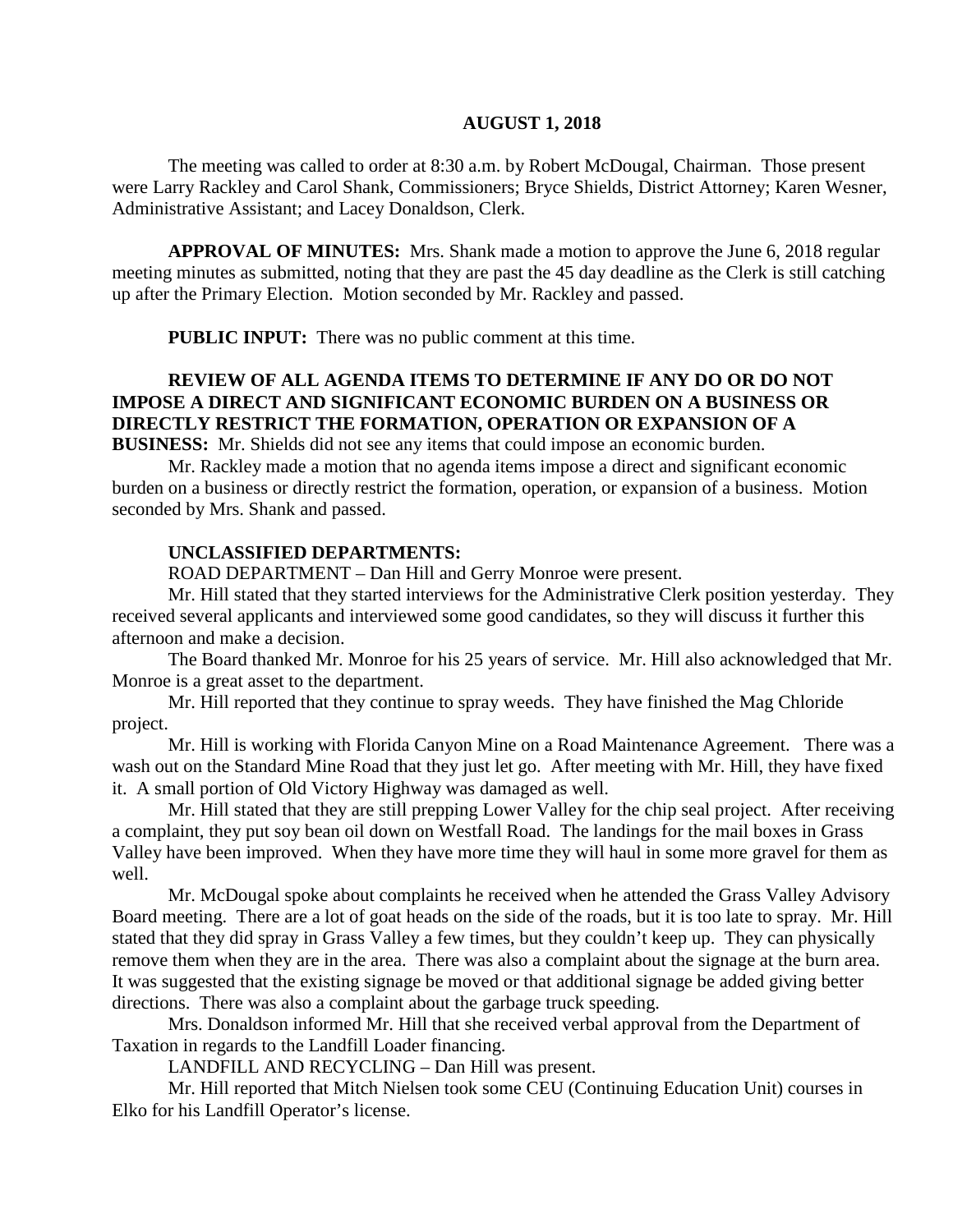## AUGUST 1, 2018

The meeting was called to order at 8:30 a.m. by Robert McDougal, Chairman. Those present were Larry Rackley and Carol Shank, Commissioners; Bryce Shields, District Attorney; Karen Wesner, Administrative Assistant; and Lacey Donaldson, Clerk.

**APPROVAL OF MINUTES:** Mrs. Shank made a motion to approve the June 6, 2018 regular meeting minutes as submitted, noting that they are past the 45 day deadline as the Clerk is still catching up after the Primary Election. Motion seconded by Mr. Rackley and passed.

**PUBLIC INPUT:** There was no public comment at this time.

**REVIEW OF ALL AGENDA ITEMS TO DETERMINE IF ANY DO OR DO NOT IMPOSE A DIRECT AND SIGNIFICANT ECONOMIC BURDEN ON A BUSINESS OR DIRECTLY RESTRICT THE FORMATION, OPERATION OR EXPANSION OF A BUSINESS:** Mr. Shields did not see any items that could impose an economic burden.

Mr. Rackley made a motion that no agenda items impose a direct and significant economic burden on a business or directly restrict the formation, operation, or expansion of a business. Motion seconded by Mrs. Shank and passed.

**UNCLASSIFIED DEPARTMENTS:**

ROAD DEPARTMENT – Dan Hill and Gerry Monroe were present.

Mr. Hill stated that they started interviews for the Administrative Clerk position yesterday. They received several applicants and interviewed some good candidates, so they will discuss it further this afternoon and make a decision.

The Board thanked Mr. Monroe for his 25 years of service. Mr. Hill also acknowledged that Mr. Monroe is a great asset to the department.

Mr. Hill reported that they continue to spray weeds. They have finished the Mag Chloride project.

Mr. Hill is working with Florida Canyon Mine on a Road Maintenance Agreement. There was a wash out on the Standard Mine Road that they just let go. After meeting with Mr. Hill, they have fixed it. A small portion of Old Victory Highway was damaged as well.

Mr. Hill stated that they are still prepping Lower Valley for the chip seal project. After receiving a complaint, they put soy bean oil down on Westfall Road. The landings for the mail boxes in Grass Valley have been improved. When they have more time they will haul in some more gravel for them as well.

Mr. McDougal spoke about complaints he received when he attended the Grass Valley Advisory Board meeting. There are a lot of goat heads on the side of the roads, but it is too late to spray. Mr. Hill stated that they did spray in Grass Valley a few times, but they couldn't keep up. They can physically remove them when they are in the area. There was also a complaint about the signage at the burn area. It was suggested that the existing signage be moved or that additional signage be added giving better directions. There was also a complaint about the garbage truck speeding.

Mrs. Donaldson informed Mr. Hill that she received verbal approval from the Department of Taxation in regards to the Landfill Loader financing.

LANDFILL AND RECYCLING – Dan Hill was present.

Mr. Hill reported that Mitch Nielsen took some CEU (Continuing Education Unit) courses in Elko for his Landfill Operator's license.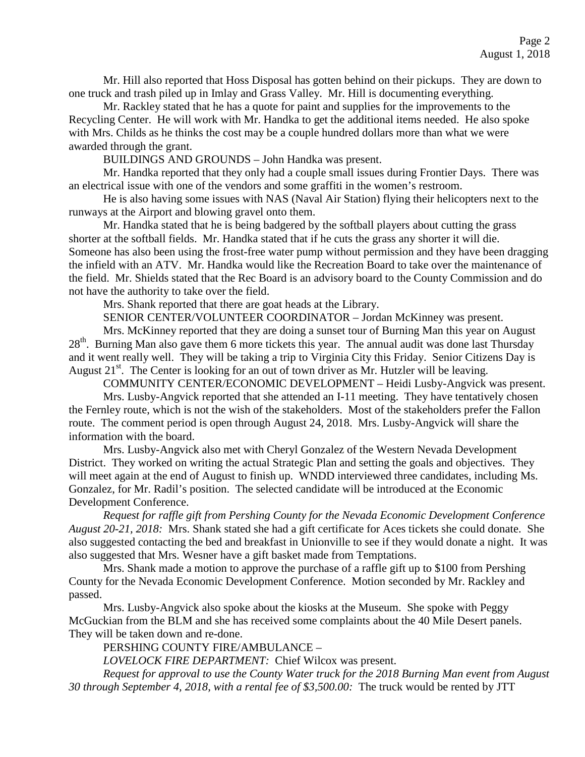Mr. Hill also reported that Hoss Disposal has gotten behind on their pickups. They are down to one truck and trash piled up in Imlay and Grass Valley. Mr. Hill is documenting everything.

Mr. Rackley stated that he has a quote for paint and supplies for the improvements to the Recycling Center. He will work with Mr. Handka to get the additional items needed. He also spoke with Mrs. Childs as he thinks the cost may be a couple hundred dollars more than what we were awarded through the grant.

BUILDINGS AND GROUNDS – John Handka was present.

Mr. Handka reported that they only had a couple small issues during Frontier Days. There was an electrical issue with one of the vendors and some graffiti in the women's restroom.

He is also having some issues with NAS (Naval Air Station) flying their helicopters next to the runways at the Airport and blowing gravel onto them.

Mr. Handka stated that he is being badgered by the softball players about cutting the grass shorter at the softball fields. Mr. Handka stated that if he cuts the grass any shorter it will die. Someone has also been using the frost-free water pump without permission and they have been dragging the infield with an ATV. Mr. Handka would like the Recreation Board to take over the maintenance of the field. Mr. Shields stated that the Rec Board is an advisory board to the County Commission and do not have the authority to take over the field.

Mrs. Shank reported that there are goat heads at the Library.

SENIOR CENTER/VOLUNTEER COORDINATOR – Jordan McKinney was present.

Mrs. McKinney reported that they are doing a sunset tour of Burning Man this year on August 28th. Burning Man also gave them 6 more tickets this year. The annual audit was done last Thursday and it went really well. They will be taking a trip to Virginia City this Friday. Senior Citizens Day is August 21st. The Center is looking for an out of town driver as Mr. Hutzler will be leaving.

COMMUNITY CENTER/ECONOMIC DEVELOPMENT – Heidi Lusby-Angvick was present.

Mrs. Lusby-Angvick reported that she attended an I-11 meeting. They have tentatively chosen the Fernley route, which is not the wish of the stakeholders. Most of the stakeholders prefer the Fallon route. The comment period is open through August 24, 2018. Mrs. Lusby-Angvick will share the information with the board.

Mrs. Lusby-Angvick also met with Cheryl Gonzalez of the Western Nevada Development District. They worked on writing the actual Strategic Plan and setting the goals and objectives. They will meet again at the end of August to finish up. WNDD interviewed three candidates, including Ms. Gonzalez, for Mr. Radil's position. The selected candidate will be introduced at the Economic Development Conference.

*Request for raffle gift from Pershing County for the Nevada Economic Development Conference August 20-21, 2018:* Mrs. Shank stated she had a gift certificate for Aces tickets she could donate. She also suggested contacting the bed and breakfast in Unionville to see if they would donate a night. It was also suggested that Mrs. Wesner have a gift basket made from Temptations.

Mrs. Shank made a motion to approve the purchase of a raffle gift up to $100 from Pershing County for the Nevada Economic Development Conference. Motion seconded by Mr. Rackley and passed.

Mrs. Lusby-Angvick also spoke about the kiosks at the Museum. She spoke with Peggy McGuckian from the BLM and she has received some complaints about the 40 Mile Desert panels. They will be taken down and re-done.

PERSHING COUNTY FIRE/AMBULANCE –

*LOVELOCK FIRE DEPARTMENT:* Chief Wilcox was present.

*Request for approval to use the County Water truck for the 2018 Burning Man event from August 30 through September 4, 2018, with a rental fee of $3,500.00:* The truck would be rented by JTT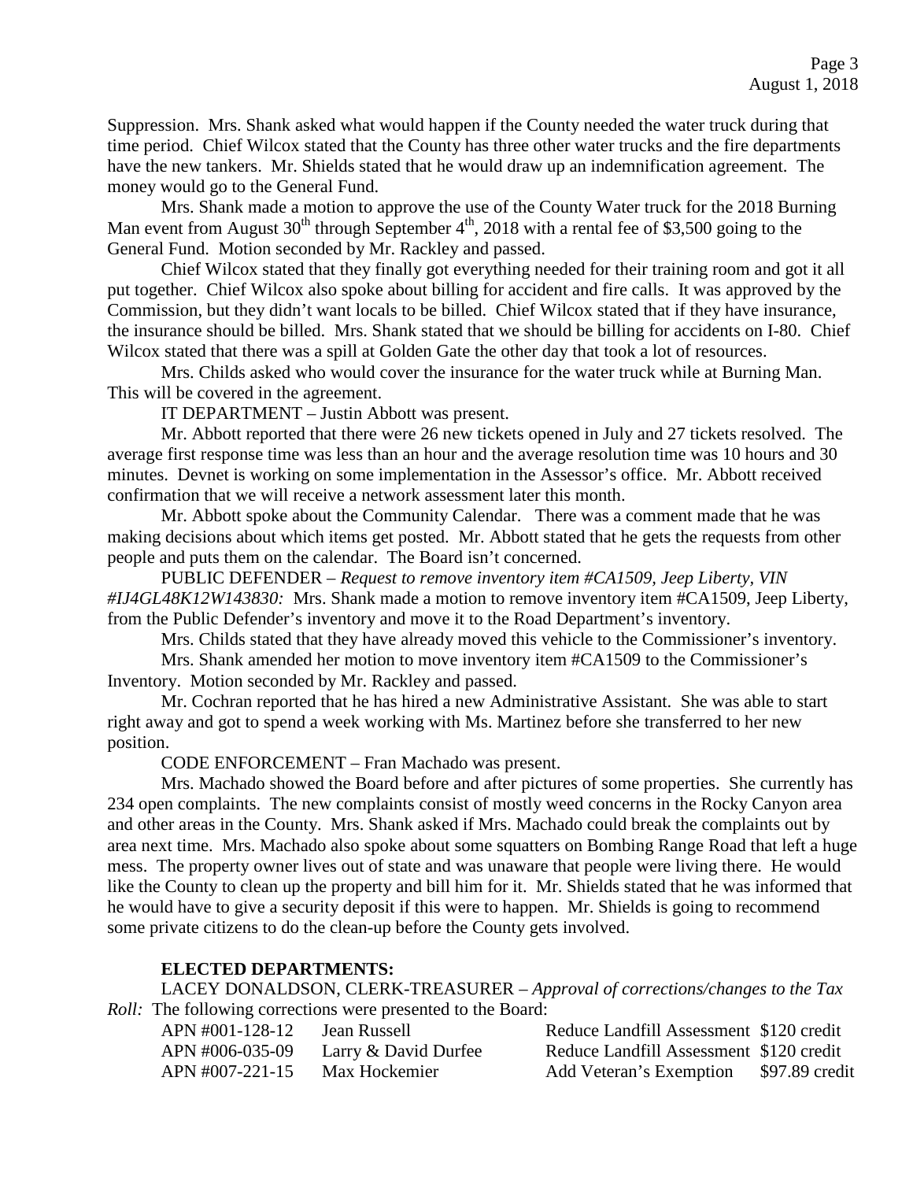Suppression. Mrs. Shank asked what would happen if the County needed the water truck during that time period. Chief Wilcox stated that the County has three other water trucks and the fire departments have the new tankers. Mr. Shields stated that he would draw up an indemnification agreement. The money would go to the General Fund.

Mrs. Shank made a motion to approve the use of the County Water truck for the 2018 Burning Man event from August 30th through September 4th, 2018 with a rental fee of $3,500 going to the General Fund. Motion seconded by Mr. Rackley and passed.

Chief Wilcox stated that they finally got everything needed for their training room and got it all put together. Chief Wilcox also spoke about billing for accident and fire calls. It was approved by the Commission, but they didn't want locals to be billed. Chief Wilcox stated that if they have insurance, the insurance should be billed. Mrs. Shank stated that we should be billing for accidents on I-80. Chief Wilcox stated that there was a spill at Golden Gate the other day that took a lot of resources.

Mrs. Childs asked who would cover the insurance for the water truck while at Burning Man. This will be covered in the agreement.

IT DEPARTMENT – Justin Abbott was present.

Mr. Abbott reported that there were 26 new tickets opened in July and 27 tickets resolved. The average first response time was less than an hour and the average resolution time was 10 hours and 30 minutes. Devnet is working on some implementation in the Assessor's office. Mr. Abbott received confirmation that we will receive a network assessment later this month.

Mr. Abbott spoke about the Community Calendar. There was a comment made that he was making decisions about which items get posted. Mr. Abbott stated that he gets the requests from other people and puts them on the calendar. The Board isn't concerned.

PUBLIC DEFENDER – *Request to remove inventory item #CA1509, Jeep Liberty, VIN #IJ4GL48K12W143830:* Mrs. Shank made a motion to remove inventory item #CA1509, Jeep Liberty, from the Public Defender's inventory and move it to the Road Department's inventory.

Mrs. Childs stated that they have already moved this vehicle to the Commissioner's inventory.

Mrs. Shank amended her motion to move inventory item #CA1509 to the Commissioner's Inventory. Motion seconded by Mr. Rackley and passed.

Mr. Cochran reported that he has hired a new Administrative Assistant. She was able to start right away and got to spend a week working with Ms. Martinez before she transferred to her new position.

CODE ENFORCEMENT – Fran Machado was present.

Mrs. Machado showed the Board before and after pictures of some properties. She currently has 234 open complaints. The new complaints consist of mostly weed concerns in the Rocky Canyon area and other areas in the County. Mrs. Shank asked if Mrs. Machado could break the complaints out by area next time. Mrs. Machado also spoke about some squatters on Bombing Range Road that left a huge mess. The property owner lives out of state and was unaware that people were living there. He would like the County to clean up the property and bill him for it. Mr. Shields stated that he was informed that he would have to give a security deposit if this were to happen. Mr. Shields is going to recommend some private citizens to do the clean-up before the County gets involved.

**ELECTED DEPARTMENTS:**

LACEY DONALDSON, CLERK-TREASURER – *Approval of corrections/changes to the Tax Roll:* The following corrections were presented to the Board:

| | | | |
|---|---|---|---|
| APN #001-128-12 | Jean Russell | Reduce Landfill Assessment | $120 credit |
| APN #006-035-09 | Larry & David Durfee | Reduce Landfill Assessment | $120 credit |
| APN #007-221-15 | Max Hockemier | Add Veteran's Exemption | $97.89 credit |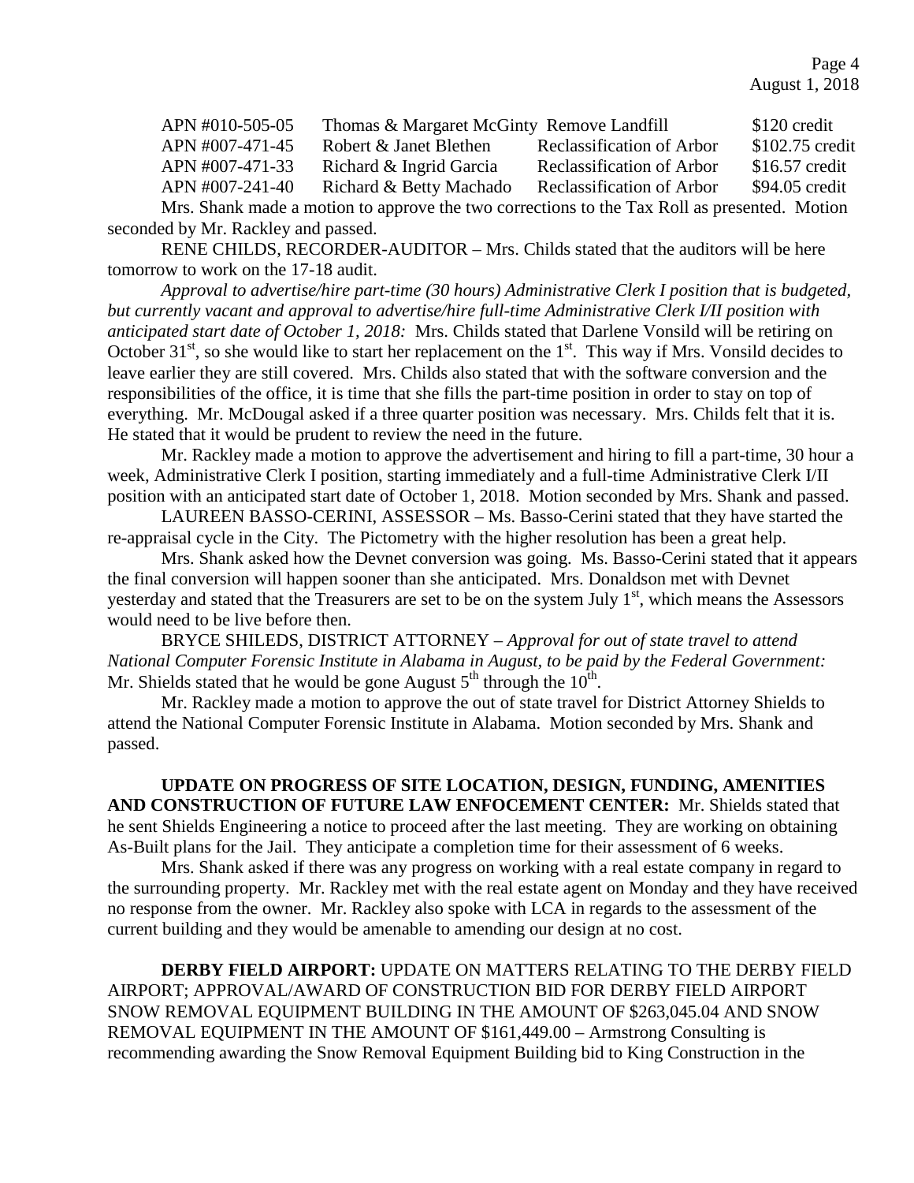| | | | |
|---|---|---|---|
| APN #010-505-05 | Thomas & Margaret McGinty | Remove Landfill | $120 credit |
| APN #007-471-45 | Robert & Janet Blethen | Reclassification of Arbor | $102.75 credit |
| APN #007-471-33 | Richard & Ingrid Garcia | Reclassification of Arbor | $16.57 credit |
| APN #007-241-40 | Richard & Betty Machado | Reclassification of Arbor | $94.05 credit |

Mrs. Shank made a motion to approve the two corrections to the Tax Roll as presented. Motion seconded by Mr. Rackley and passed.

RENE CHILDS, RECORDER-AUDITOR – Mrs. Childs stated that the auditors will be here tomorrow to work on the 17-18 audit.

*Approval to advertise/hire part-time (30 hours) Administrative Clerk I position that is budgeted, but currently vacant and approval to advertise/hire full-time Administrative Clerk I/II position with anticipated start date of October 1, 2018:* Mrs. Childs stated that Darlene Vonsild will be retiring on October 31st, so she would like to start her replacement on the 1st. This way if Mrs. Vonsild decides to leave earlier they are still covered. Mrs. Childs also stated that with the software conversion and the responsibilities of the office, it is time that she fills the part-time position in order to stay on top of everything. Mr. McDougal asked if a three quarter position was necessary. Mrs. Childs felt that it is. He stated that it would be prudent to review the need in the future.

Mr. Rackley made a motion to approve the advertisement and hiring to fill a part-time, 30 hour a week, Administrative Clerk I position, starting immediately and a full-time Administrative Clerk I/II position with an anticipated start date of October 1, 2018. Motion seconded by Mrs. Shank and passed.

LAUREEN BASSO-CERINI, ASSESSOR – Ms. Basso-Cerini stated that they have started the re-appraisal cycle in the City. The Pictometry with the higher resolution has been a great help.

Mrs. Shank asked how the Devnet conversion was going. Ms. Basso-Cerini stated that it appears the final conversion will happen sooner than she anticipated. Mrs. Donaldson met with Devnet yesterday and stated that the Treasurers are set to be on the system July 1st, which means the Assessors would need to be live before then.

BRYCE SHILEDS, DISTRICT ATTORNEY – *Approval for out of state travel to attend National Computer Forensic Institute in Alabama in August, to be paid by the Federal Government:* Mr. Shields stated that he would be gone August 5th through the 10th.

Mr. Rackley made a motion to approve the out of state travel for District Attorney Shields to attend the National Computer Forensic Institute in Alabama. Motion seconded by Mrs. Shank and passed.

**UPDATE ON PROGRESS OF SITE LOCATION, DESIGN, FUNDING, AMENITIES AND CONSTRUCTION OF FUTURE LAW ENFOCEMENT CENTER:** Mr. Shields stated that he sent Shields Engineering a notice to proceed after the last meeting. They are working on obtaining As-Built plans for the Jail. They anticipate a completion time for their assessment of 6 weeks.

Mrs. Shank asked if there was any progress on working with a real estate company in regard to the surrounding property. Mr. Rackley met with the real estate agent on Monday and they have received no response from the owner. Mr. Rackley also spoke with LCA in regards to the assessment of the current building and they would be amenable to amending our design at no cost.

**DERBY FIELD AIRPORT:** UPDATE ON MATTERS RELATING TO THE DERBY FIELD AIRPORT; APPROVAL/AWARD OF CONSTRUCTION BID FOR DERBY FIELD AIRPORT SNOW REMOVAL EQUIPMENT BUILDING IN THE AMOUNT OF $263,045.04 AND SNOW REMOVAL EQUIPMENT IN THE AMOUNT OF $161,449.00 – Armstrong Consulting is recommending awarding the Snow Removal Equipment Building bid to King Construction in the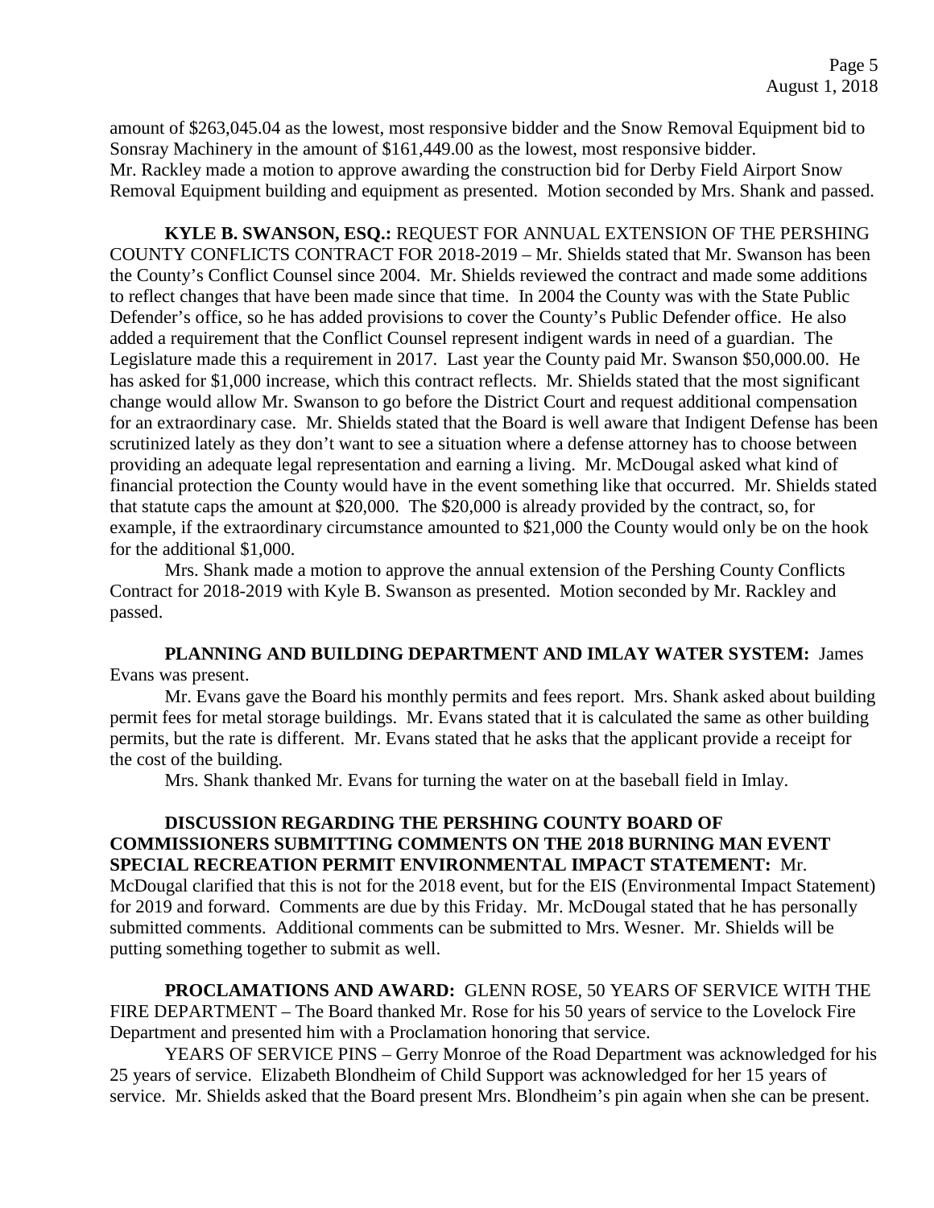amount of $263,045.04 as the lowest, most responsive bidder and the Snow Removal Equipment bid to Sonsray Machinery in the amount of $161,449.00 as the lowest, most responsive bidder.
Mr. Rackley made a motion to approve awarding the construction bid for Derby Field Airport Snow Removal Equipment building and equipment as presented. Motion seconded by Mrs. Shank and passed.

**KYLE B. SWANSON, ESQ.:** REQUEST FOR ANNUAL EXTENSION OF THE PERSHING COUNTY CONFLICTS CONTRACT FOR 2018-2019 – Mr. Shields stated that Mr. Swanson has been the County's Conflict Counsel since 2004. Mr. Shields reviewed the contract and made some additions to reflect changes that have been made since that time. In 2004 the County was with the State Public Defender's office, so he has added provisions to cover the County's Public Defender office. He also added a requirement that the Conflict Counsel represent indigent wards in need of a guardian. The Legislature made this a requirement in 2017. Last year the County paid Mr. Swanson $50,000.00. He has asked for $1,000 increase, which this contract reflects. Mr. Shields stated that the most significant change would allow Mr. Swanson to go before the District Court and request additional compensation for an extraordinary case. Mr. Shields stated that the Board is well aware that Indigent Defense has been scrutinized lately as they don't want to see a situation where a defense attorney has to choose between providing an adequate legal representation and earning a living. Mr. McDougal asked what kind of financial protection the County would have in the event something like that occurred. Mr. Shields stated that statute caps the amount at $20,000. The $20,000 is already provided by the contract, so, for example, if the extraordinary circumstance amounted to $21,000 the County would only be on the hook for the additional $1,000.

Mrs. Shank made a motion to approve the annual extension of the Pershing County Conflicts Contract for 2018-2019 with Kyle B. Swanson as presented. Motion seconded by Mr. Rackley and passed.

**PLANNING AND BUILDING DEPARTMENT AND IMLAY WATER SYSTEM:** James Evans was present.

Mr. Evans gave the Board his monthly permits and fees report. Mrs. Shank asked about building permit fees for metal storage buildings. Mr. Evans stated that it is calculated the same as other building permits, but the rate is different. Mr. Evans stated that he asks that the applicant provide a receipt for the cost of the building.

Mrs. Shank thanked Mr. Evans for turning the water on at the baseball field in Imlay.

**DISCUSSION REGARDING THE PERSHING COUNTY BOARD OF COMMISSIONERS SUBMITTING COMMENTS ON THE 2018 BURNING MAN EVENT SPECIAL RECREATION PERMIT ENVIRONMENTAL IMPACT STATEMENT:** Mr. McDougal clarified that this is not for the 2018 event, but for the EIS (Environmental Impact Statement) for 2019 and forward. Comments are due by this Friday. Mr. McDougal stated that he has personally submitted comments. Additional comments can be submitted to Mrs. Wesner. Mr. Shields will be putting something together to submit as well.

**PROCLAMATIONS AND AWARD:** GLENN ROSE, 50 YEARS OF SERVICE WITH THE FIRE DEPARTMENT – The Board thanked Mr. Rose for his 50 years of service to the Lovelock Fire Department and presented him with a Proclamation honoring that service.

YEARS OF SERVICE PINS – Gerry Monroe of the Road Department was acknowledged for his 25 years of service. Elizabeth Blondheim of Child Support was acknowledged for her 15 years of service. Mr. Shields asked that the Board present Mrs. Blondheim's pin again when she can be present.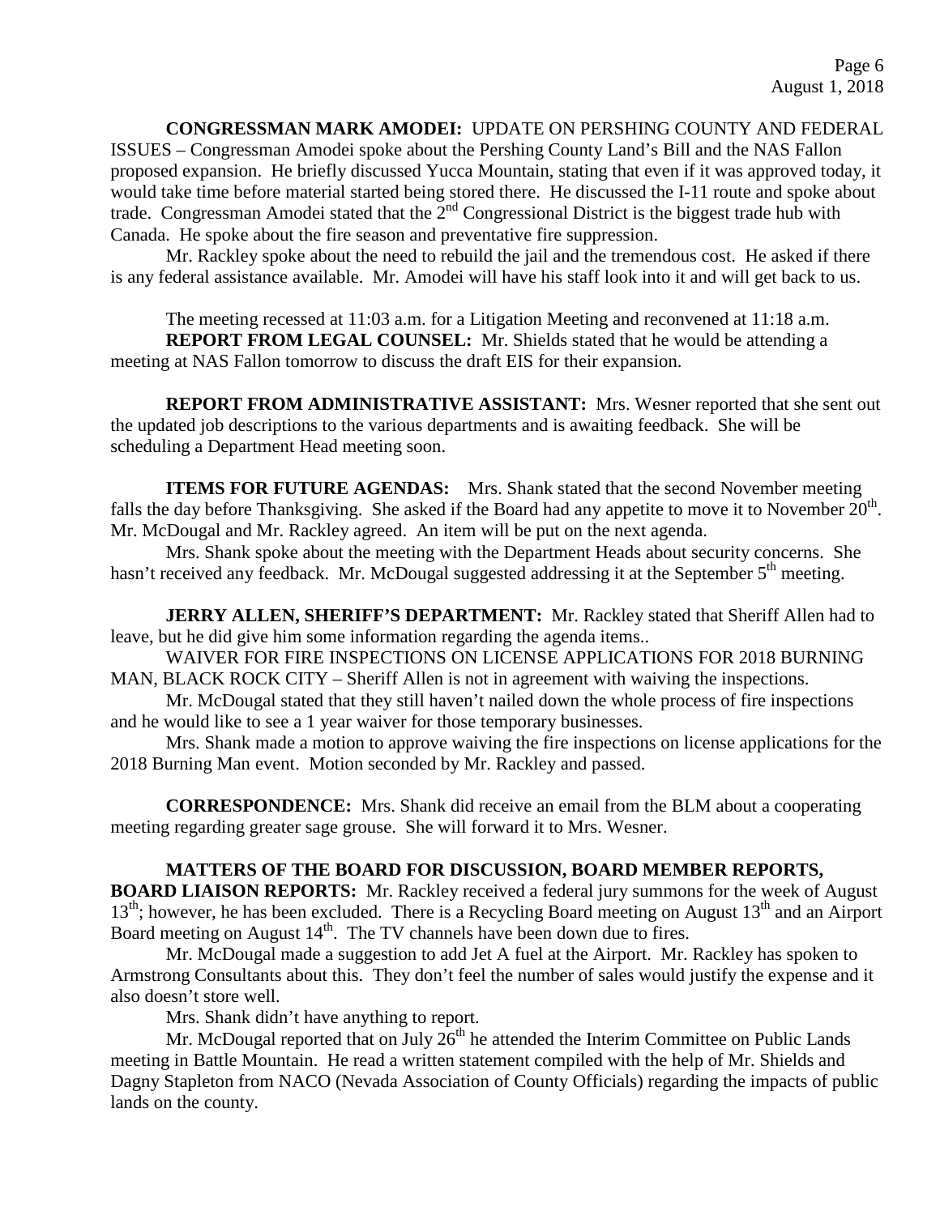**CONGRESSMAN MARK AMODEI:** UPDATE ON PERSHING COUNTY AND FEDERAL ISSUES – Congressman Amodei spoke about the Pershing County Land's Bill and the NAS Fallon proposed expansion. He briefly discussed Yucca Mountain, stating that even if it was approved today, it would take time before material started being stored there. He discussed the I-11 route and spoke about trade. Congressman Amodei stated that the 2nd Congressional District is the biggest trade hub with Canada. He spoke about the fire season and preventative fire suppression.

Mr. Rackley spoke about the need to rebuild the jail and the tremendous cost. He asked if there is any federal assistance available. Mr. Amodei will have his staff look into it and will get back to us.

The meeting recessed at 11:03 a.m. for a Litigation Meeting and reconvened at 11:18 a.m.

**REPORT FROM LEGAL COUNSEL:** Mr. Shields stated that he would be attending a meeting at NAS Fallon tomorrow to discuss the draft EIS for their expansion.

**REPORT FROM ADMINISTRATIVE ASSISTANT:** Mrs. Wesner reported that she sent out the updated job descriptions to the various departments and is awaiting feedback. She will be scheduling a Department Head meeting soon.

**ITEMS FOR FUTURE AGENDAS:** Mrs. Shank stated that the second November meeting falls the day before Thanksgiving. She asked if the Board had any appetite to move it to November 20th. Mr. McDougal and Mr. Rackley agreed. An item will be put on the next agenda.

Mrs. Shank spoke about the meeting with the Department Heads about security concerns. She hasn't received any feedback. Mr. McDougal suggested addressing it at the September 5th meeting.

**JERRY ALLEN, SHERIFF'S DEPARTMENT:** Mr. Rackley stated that Sheriff Allen had to leave, but he did give him some information regarding the agenda items..

WAIVER FOR FIRE INSPECTIONS ON LICENSE APPLICATIONS FOR 2018 BURNING MAN, BLACK ROCK CITY – Sheriff Allen is not in agreement with waiving the inspections.

Mr. McDougal stated that they still haven't nailed down the whole process of fire inspections and he would like to see a 1 year waiver for those temporary businesses.

Mrs. Shank made a motion to approve waiving the fire inspections on license applications for the 2018 Burning Man event. Motion seconded by Mr. Rackley and passed.

**CORRESPONDENCE:** Mrs. Shank did receive an email from the BLM about a cooperating meeting regarding greater sage grouse. She will forward it to Mrs. Wesner.

**MATTERS OF THE BOARD FOR DISCUSSION, BOARD MEMBER REPORTS, BOARD LIAISON REPORTS:** Mr. Rackley received a federal jury summons for the week of August 13th; however, he has been excluded. There is a Recycling Board meeting on August 13th and an Airport Board meeting on August 14th. The TV channels have been down due to fires.

Mr. McDougal made a suggestion to add Jet A fuel at the Airport. Mr. Rackley has spoken to Armstrong Consultants about this. They don't feel the number of sales would justify the expense and it also doesn't store well.

Mrs. Shank didn't have anything to report.

Mr. McDougal reported that on July 26th he attended the Interim Committee on Public Lands meeting in Battle Mountain. He read a written statement compiled with the help of Mr. Shields and Dagny Stapleton from NACO (Nevada Association of County Officials) regarding the impacts of public lands on the county.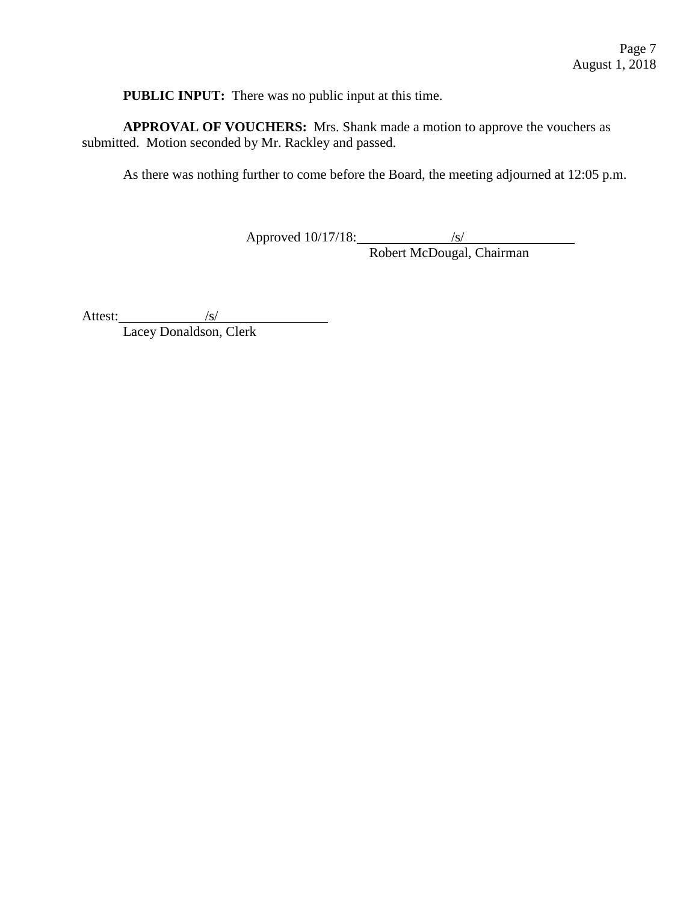**PUBLIC INPUT:** There was no public input at this time.

**APPROVAL OF VOUCHERS:** Mrs. Shank made a motion to approve the vouchers as submitted. Motion seconded by Mr. Rackley and passed.

As there was nothing further to come before the Board, the meeting adjourned at 12:05 p.m.

Approved 10/17/18: /s/
Robert McDougal, Chairman

Attest: /s/
Lacey Donaldson, Clerk